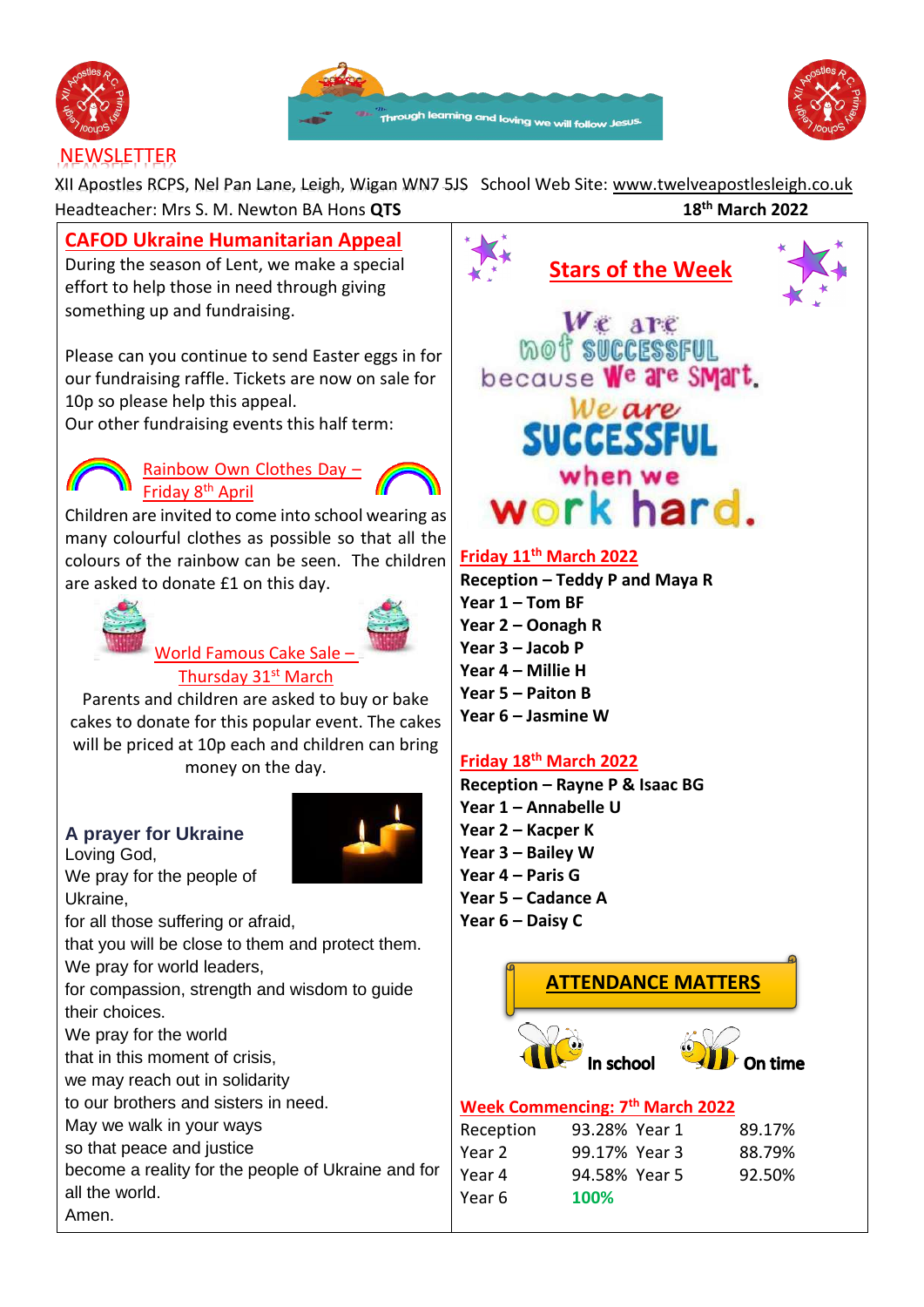NEWSLETTER

XII Apostles RCPS, Nel Pan Lane, Leigh, Wigan WN7 5JS School Web Site: www.twelveapostlesleigh.co.uk

Headteacher: Mrs S. M. Newton BA Hons **QTS** — **18th March 2022**

## CAFOD Ukraine Humanitarian Appeal

During the season of Lent, we make a special effort to help those in need through giving something up and fundraising.

Please can you continue to send Easter eggs in for our fundraising raffle. Tickets are now on sale for 10p so please help this appeal.

Our other fundraising events this half term:

### Rainbow Own Clothes Day – Friday 8th April

Children are invited to come into school wearing as many colourful clothes as possible so that all the colours of the rainbow can be seen. The children are asked to donate £1 on this day.

### World Famous Cake Sale – Thursday 31st March

Parents and children are asked to buy or bake cakes to donate for this popular event. The cakes will be priced at 10p each and children can bring money on the day.

### A prayer for Ukraine

Loving God,
We pray for the people of Ukraine,
for all those suffering or afraid,
that you will be close to them and protect them.
We pray for world leaders,
for compassion, strength and wisdom to guide their choices.
We pray for the world
that in this moment of crisis,
we may reach out in solidarity
to our brothers and sisters in need.
May we walk in your ways
so that peace and justice
become a reality for the people of Ukraine and for all the world.
Amen.

## Stars of the Week

We are not successful because we are smart. We are successful when we work hard.

**Friday 11th March 2022**

**Reception – Teddy P and Maya R**
**Year 1 – Tom BF**
**Year 2 – Oonagh R**
**Year 3 – Jacob P**
**Year 4 – Millie H**
**Year 5 – Paiton B**
**Year 6 – Jasmine W**

**Friday 18th March 2022**

**Reception – Rayne P & Isaac BG**
**Year 1 – Annabelle U**
**Year 2 – Kacper K**
**Year 3 – Bailey W**
**Year 4 – Paris G**
**Year 5 – Cadance A**
**Year 6 – Daisy C**

## ATTENDANCE MATTERS

In school — On time

**Week Commencing: 7th March 2022**

| Class | Attendance | Class | Attendance |
|---|---|---|---|
| Reception | 93.28% | Year 1 | 89.17% |
| Year 2 | 99.17% | Year 3 | 88.79% |
| Year 4 | 94.58% | Year 5 | 92.50% |
| Year 6 | **100%** | | |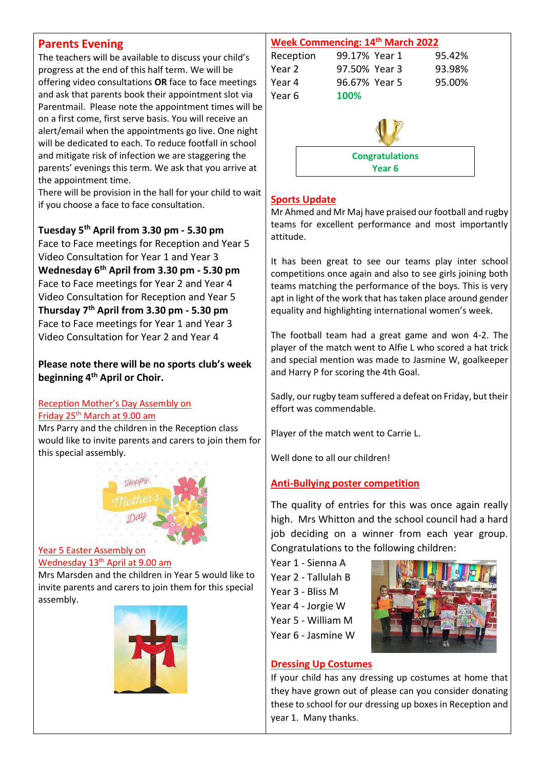## Parents Evening

The teachers will be available to discuss your child's progress at the end of this half term. We will be offering video consultations **OR** face to face meetings and ask that parents book their appointment slot via Parentmail. Please note the appointment times will be on a first come, first serve basis. You will receive an alert/email when the appointments go live. One night will be dedicated to each. To reduce footfall in school and mitigate risk of infection we are staggering the parents' evenings this term. We ask that you arrive at the appointment time.

There will be provision in the hall for your child to wait if you choose a face to face consultation.

**Tuesday 5th April from 3.30 pm - 5.30 pm**
Face to Face meetings for Reception and Year 5
Video Consultation for Year 1 and Year 3

**Wednesday 6th April from 3.30 pm - 5.30 pm**
Face to Face meetings for Year 2 and Year 4
Video Consultation for Reception and Year 5

**Thursday 7th April from 3.30 pm - 5.30 pm**
Face to Face meetings for Year 1 and Year 3
Video Consultation for Year 2 and Year 4

**Please note there will be no sports club's week beginning 4th April or Choir.**

### Reception Mother's Day Assembly on Friday 25th March at 9.00 am

Mrs Parry and the children in the Reception class would like to invite parents and carers to join them for this special assembly.

### Year 5 Easter Assembly on Wednesday 13th April at 9.00 am

Mrs Marsden and the children in Year 5 would like to invite parents and carers to join them for this special assembly.

## Week Commencing: 14th March 2022

| | | | |
|---|---|---|---|
| Reception | 99.17% | Year 1 | 95.42% |
| Year 2 | 97.50% | Year 3 | 93.98% |
| Year 4 | 96.67% | Year 5 | 95.00% |
| Year 6 | **100%** | | |

**Congratulations Year 6**

## Sports Update

Mr Ahmed and Mr Maj have praised our football and rugby teams for excellent performance and most importantly attitude.

It has been great to see our teams play inter school competitions once again and also to see girls joining both teams matching the performance of the boys. This is very apt in light of the work that has taken place around gender equality and highlighting international women's week.

The football team had a great game and won 4-2. The player of the match went to Alfie L who scored a hat trick and special mention was made to Jasmine W, goalkeeper and Harry P for scoring the 4th Goal.

Sadly, our rugby team suffered a defeat on Friday, but their effort was commendable.

Player of the match went to Carrie L.

Well done to all our children!

## Anti-Bullying poster competition

The quality of entries for this was once again really high. Mrs Whitton and the school council had a hard job deciding on a winner from each year group. Congratulations to the following children:

- Year 1 - Sienna A
- Year 2 - Tallulah B
- Year 3 - Bliss M
- Year 4 - Jorgie W
- Year 5 - William M
- Year 6 - Jasmine W

## Dressing Up Costumes

If your child has any dressing up costumes at home that they have grown out of please can you consider donating these to school for our dressing up boxes in Reception and year 1. Many thanks.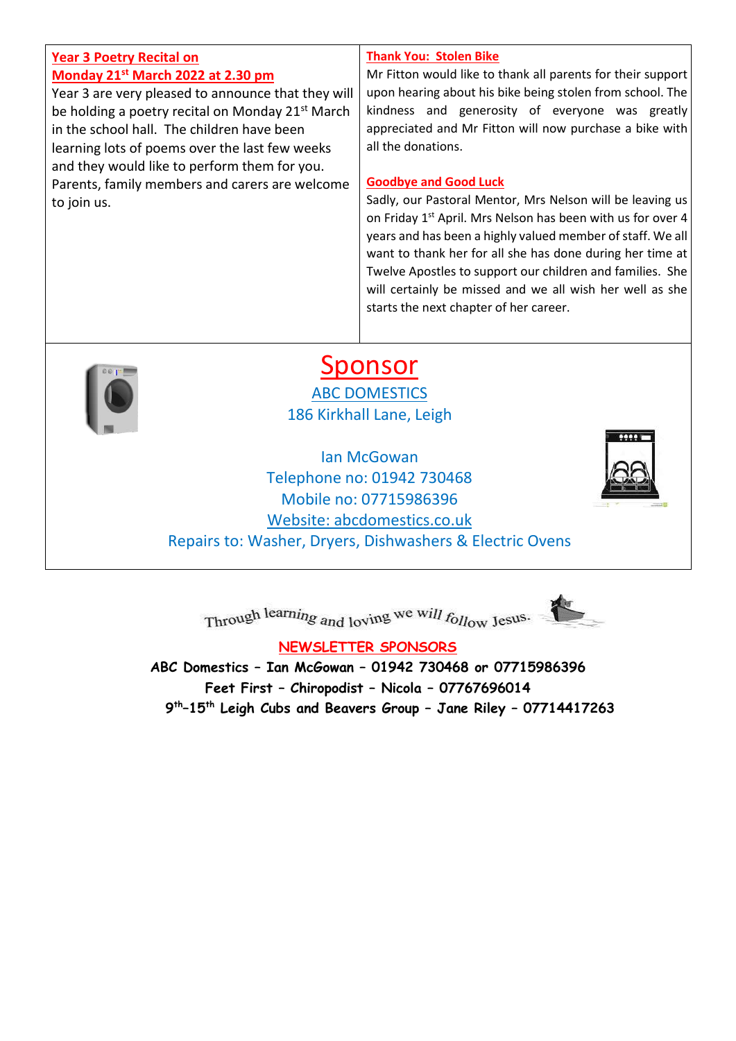## Year 3 Poetry Recital on Monday 21st March 2022 at 2.30 pm

Year 3 are very pleased to announce that they will be holding a poetry recital on Monday 21st March in the school hall. The children have been learning lots of poems over the last few weeks and they would like to perform them for you. Parents, family members and carers are welcome to join us.

## Thank You: Stolen Bike

Mr Fitton would like to thank all parents for their support upon hearing about his bike being stolen from school. The kindness and generosity of everyone was greatly appreciated and Mr Fitton will now purchase a bike with all the donations.

## Goodbye and Good Luck

Sadly, our Pastoral Mentor, Mrs Nelson will be leaving us on Friday 1st April. Mrs Nelson has been with us for over 4 years and has been a highly valued member of staff. We all want to thank her for all she has done during her time at Twelve Apostles to support our children and families. She will certainly be missed and we all wish her well as she starts the next chapter of her career.

## Sponsor

ABC DOMESTICS
186 Kirkhall Lane, Leigh

Ian McGowan
Telephone no: 01942 730468
Mobile no: 07715986396
Website: abcdomestics.co.uk
Repairs to: Washer, Dryers, Dishwashers & Electric Ovens

Through learning and loving we will follow Jesus.

**NEWSLETTER SPONSORS**

**ABC Domestics – Ian McGowan – 01942 730468 or 07715986396**
**Feet First – Chiropodist – Nicola – 07767696014**
**9th-15th Leigh Cubs and Beavers Group – Jane Riley – 07714417263**